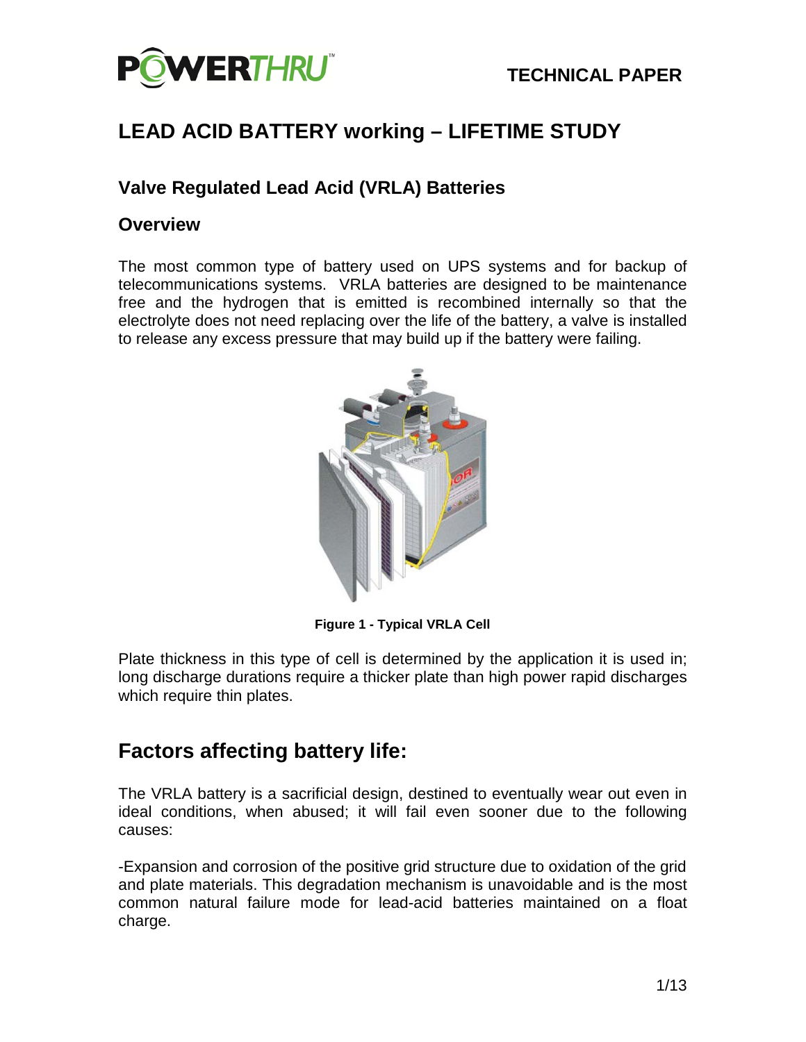TECHNICAL PAPER

# LEAD ACID BATTERY working – LIFETIME STUDY

## Valve Regulated Lead Acid (VRLA) Batteries

## Overview

The most common type of battery used on UPS systems and for backup of telecommunications systems. VRLA batteries are designed to be maintenance free and the hydrogen that is emitted is recombined internally so that the electrolyte does not need replacing over the life of the battery, a valve is installed to release any excess pressure that may build up if the battery were failing.

**Figure 1 - Typical VRLA Cell**

Plate thickness in this type of cell is determined by the application it is used in; long discharge durations require a thicker plate than high power rapid discharges which require thin plates.

# Factors affecting battery life:

The VRLA battery is a sacrificial design, destined to eventually wear out even in ideal conditions, when abused; it will fail even sooner due to the following causes:

-Expansion and corrosion of the positive grid structure due to oxidation of the grid and plate materials. This degradation mechanism is unavoidable and is the most common natural failure mode for lead-acid batteries maintained on a float charge.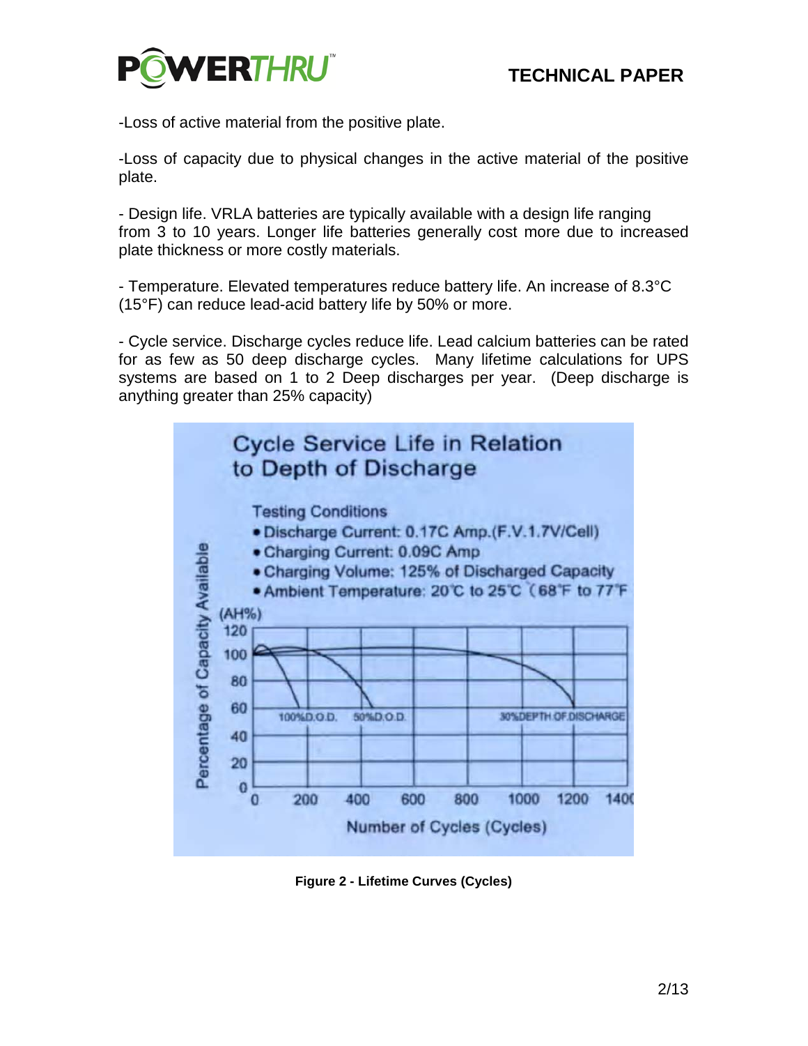-Loss of active material from the positive plate.

-Loss of capacity due to physical changes in the active material of the positive plate.

- Design life. VRLA batteries are typically available with a design life ranging from 3 to 10 years. Longer life batteries generally cost more due to increased plate thickness or more costly materials.

- Temperature. Elevated temperatures reduce battery life. An increase of 8.3°C (15°F) can reduce lead-acid battery life by 50% or more.

- Cycle service. Discharge cycles reduce life. Lead calcium batteries can be rated for as few as 50 deep discharge cycles. Many lifetime calculations for UPS systems are based on 1 to 2 Deep discharges per year. (Deep discharge is anything greater than 25% capacity)

**Figure 2 - Lifetime Curves (Cycles)**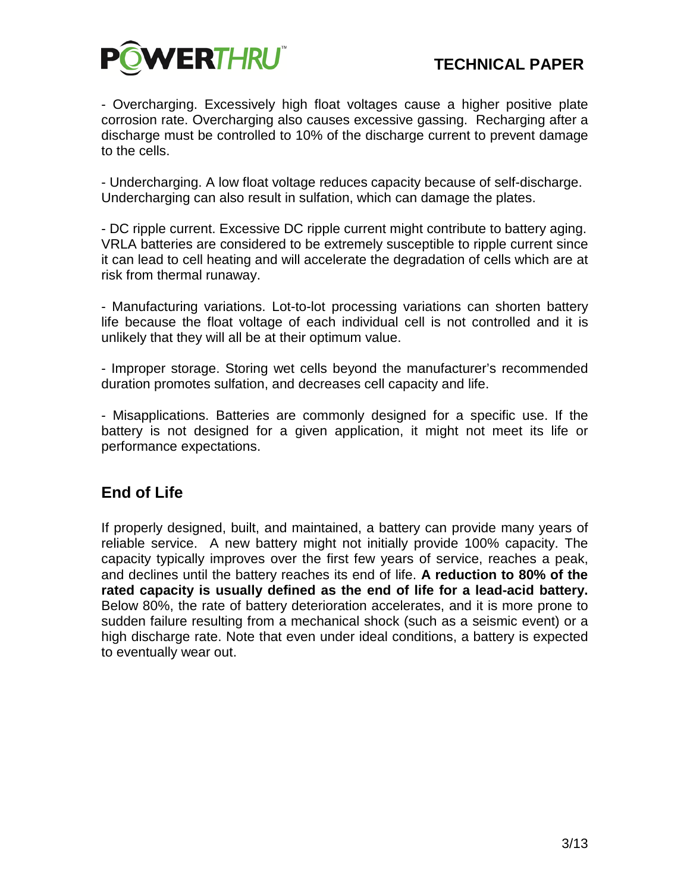- Overcharging. Excessively high float voltages cause a higher positive plate corrosion rate. Overcharging also causes excessive gassing. Recharging after a discharge must be controlled to 10% of the discharge current to prevent damage to the cells.

- Undercharging. A low float voltage reduces capacity because of self-discharge. Undercharging can also result in sulfation, which can damage the plates.

- DC ripple current. Excessive DC ripple current might contribute to battery aging. VRLA batteries are considered to be extremely susceptible to ripple current since it can lead to cell heating and will accelerate the degradation of cells which are at risk from thermal runaway.

- Manufacturing variations. Lot-to-lot processing variations can shorten battery life because the float voltage of each individual cell is not controlled and it is unlikely that they will all be at their optimum value.

- Improper storage. Storing wet cells beyond the manufacturer's recommended duration promotes sulfation, and decreases cell capacity and life.

- Misapplications. Batteries are commonly designed for a specific use. If the battery is not designed for a given application, it might not meet its life or performance expectations.

## End of Life

If properly designed, built, and maintained, a battery can provide many years of reliable service. A new battery might not initially provide 100% capacity. The capacity typically improves over the first few years of service, reaches a peak, and declines until the battery reaches its end of life. **A reduction to 80% of the rated capacity is usually defined as the end of life for a lead-acid battery.** Below 80%, the rate of battery deterioration accelerates, and it is more prone to sudden failure resulting from a mechanical shock (such as a seismic event) or a high discharge rate. Note that even under ideal conditions, a battery is expected to eventually wear out.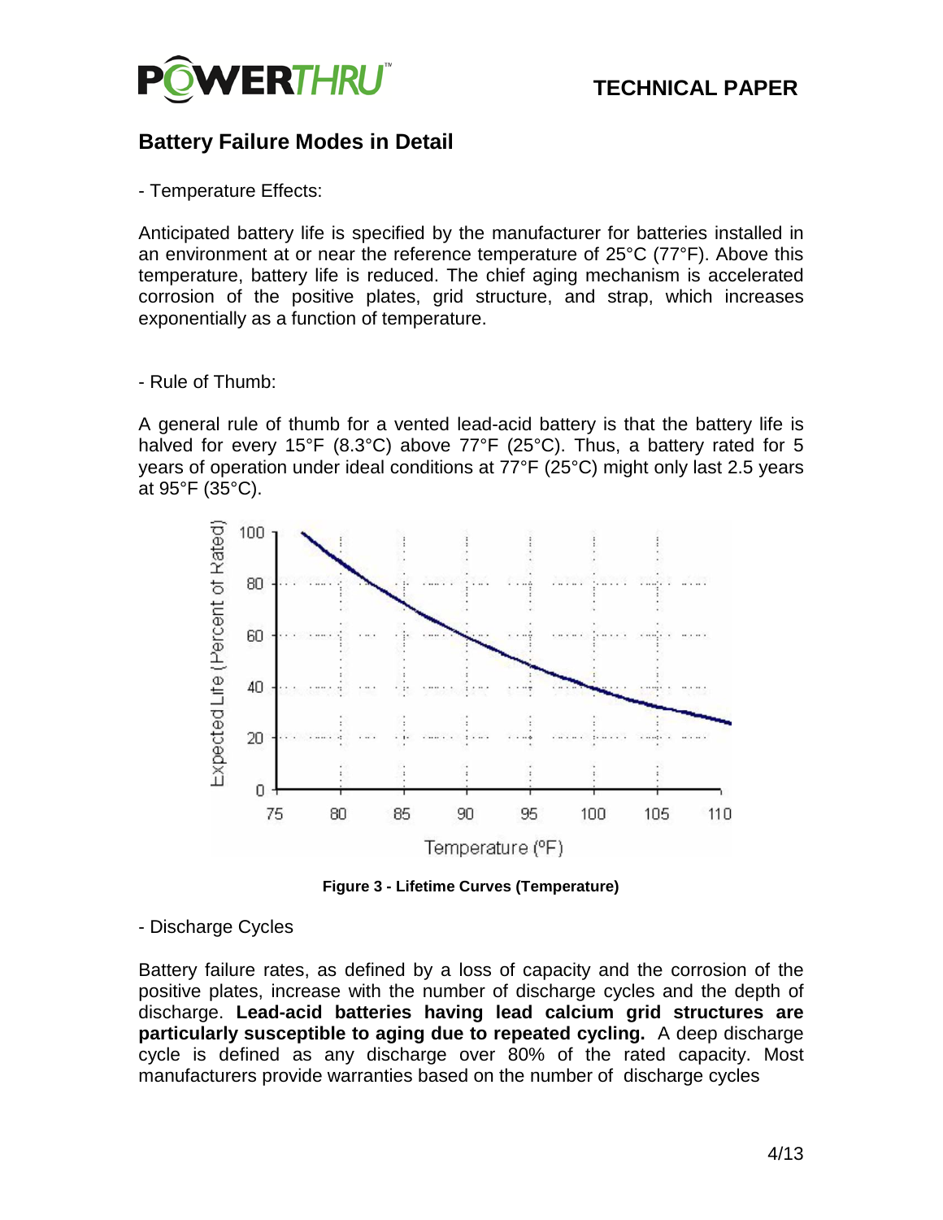## Battery Failure Modes in Detail

- Temperature Effects:

Anticipated battery life is specified by the manufacturer for batteries installed in an environment at or near the reference temperature of 25°C (77°F). Above this temperature, battery life is reduced. The chief aging mechanism is accelerated corrosion of the positive plates, grid structure, and strap, which increases exponentially as a function of temperature.

- Rule of Thumb:

A general rule of thumb for a vented lead-acid battery is that the battery life is halved for every 15°F (8.3°C) above 77°F (25°C). Thus, a battery rated for 5 years of operation under ideal conditions at 77°F (25°C) might only last 2.5 years at 95°F (35°C).

**Figure 3 - Lifetime Curves (Temperature)**

- Discharge Cycles

Battery failure rates, as defined by a loss of capacity and the corrosion of the positive plates, increase with the number of discharge cycles and the depth of discharge. **Lead-acid batteries having lead calcium grid structures are particularly susceptible to aging due to repeated cycling.** A deep discharge cycle is defined as any discharge over 80% of the rated capacity. Most manufacturers provide warranties based on the number of discharge cycles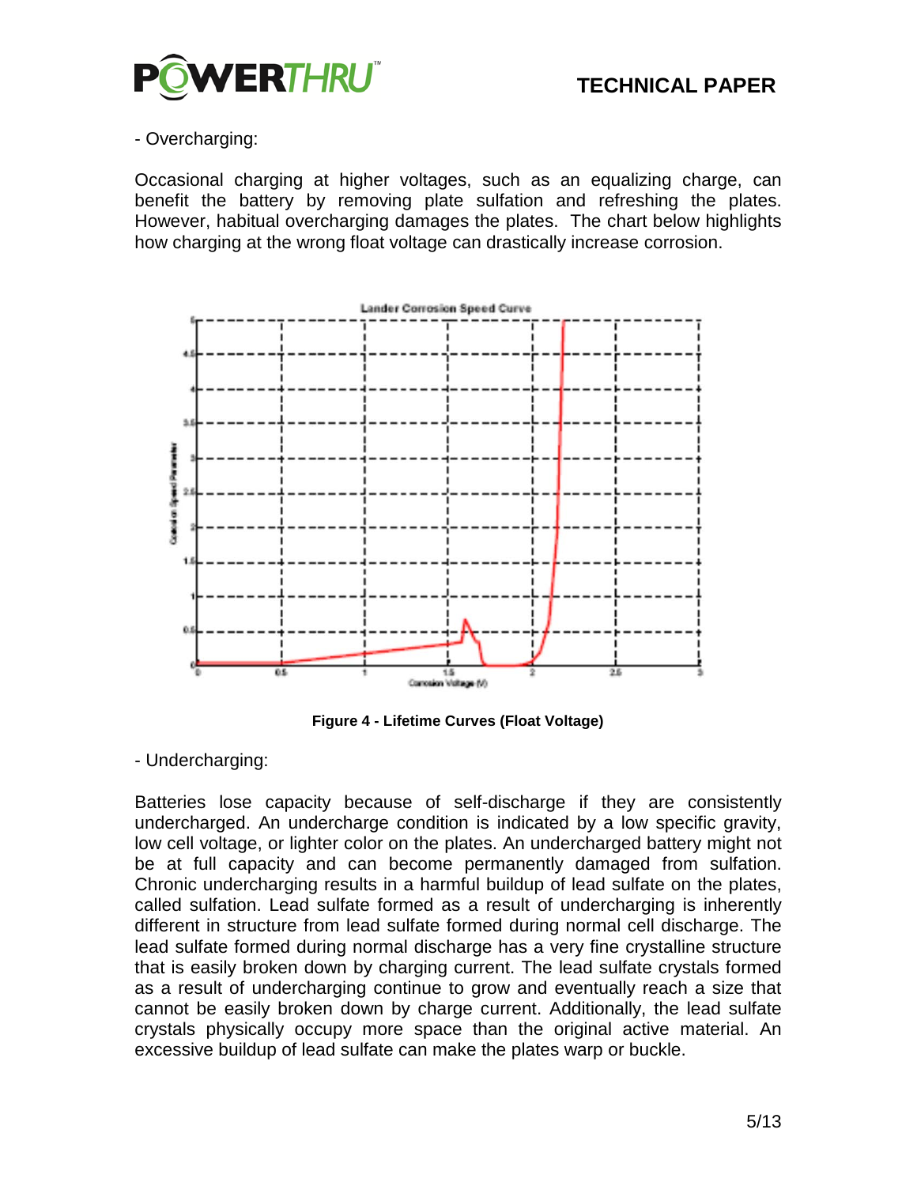- Overcharging:

Occasional charging at higher voltages, such as an equalizing charge, can benefit the battery by removing plate sulfation and refreshing the plates. However, habitual overcharging damages the plates. The chart below highlights how charging at the wrong float voltage can drastically increase corrosion.

**Figure 4 - Lifetime Curves (Float Voltage)**

- Undercharging:

Batteries lose capacity because of self-discharge if they are consistently undercharged. An undercharge condition is indicated by a low specific gravity, low cell voltage, or lighter color on the plates. An undercharged battery might not be at full capacity and can become permanently damaged from sulfation. Chronic undercharging results in a harmful buildup of lead sulfate on the plates, called sulfation. Lead sulfate formed as a result of undercharging is inherently different in structure from lead sulfate formed during normal cell discharge. The lead sulfate formed during normal discharge has a very fine crystalline structure that is easily broken down by charging current. The lead sulfate crystals formed as a result of undercharging continue to grow and eventually reach a size that cannot be easily broken down by charge current. Additionally, the lead sulfate crystals physically occupy more space than the original active material. An excessive buildup of lead sulfate can make the plates warp or buckle.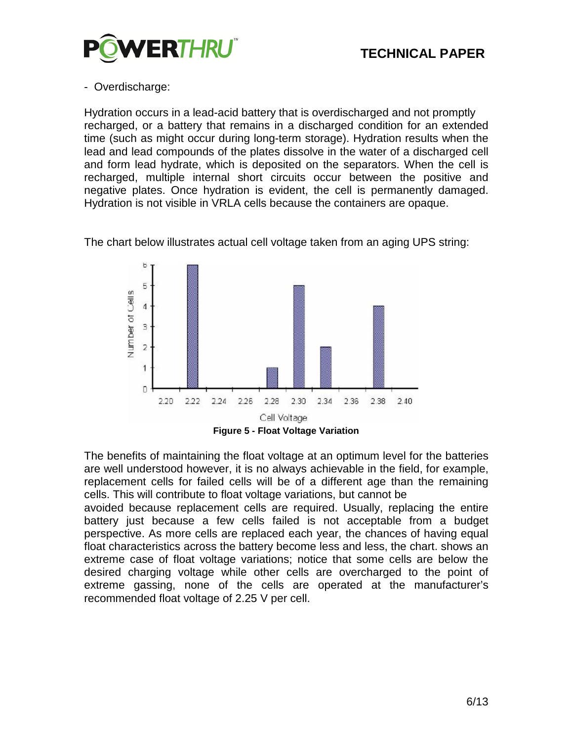- Overdischarge:

Hydration occurs in a lead-acid battery that is overdischarged and not promptly recharged, or a battery that remains in a discharged condition for an extended time (such as might occur during long-term storage). Hydration results when the lead and lead compounds of the plates dissolve in the water of a discharged cell and form lead hydrate, which is deposited on the separators. When the cell is recharged, multiple internal short circuits occur between the positive and negative plates. Once hydration is evident, the cell is permanently damaged. Hydration is not visible in VRLA cells because the containers are opaque.

The chart below illustrates actual cell voltage taken from an aging UPS string:

**Figure 5 - Float Voltage Variation**

The benefits of maintaining the float voltage at an optimum level for the batteries are well understood however, it is no always achievable in the field, for example, replacement cells for failed cells will be of a different age than the remaining cells. This will contribute to float voltage variations, but cannot be avoided because replacement cells are required. Usually, replacing the entire battery just because a few cells failed is not acceptable from a budget perspective. As more cells are replaced each year, the chances of having equal float characteristics across the battery become less and less, the chart. shows an extreme case of float voltage variations; notice that some cells are below the desired charging voltage while other cells are overcharged to the point of extreme gassing, none of the cells are operated at the manufacturer's recommended float voltage of 2.25 V per cell.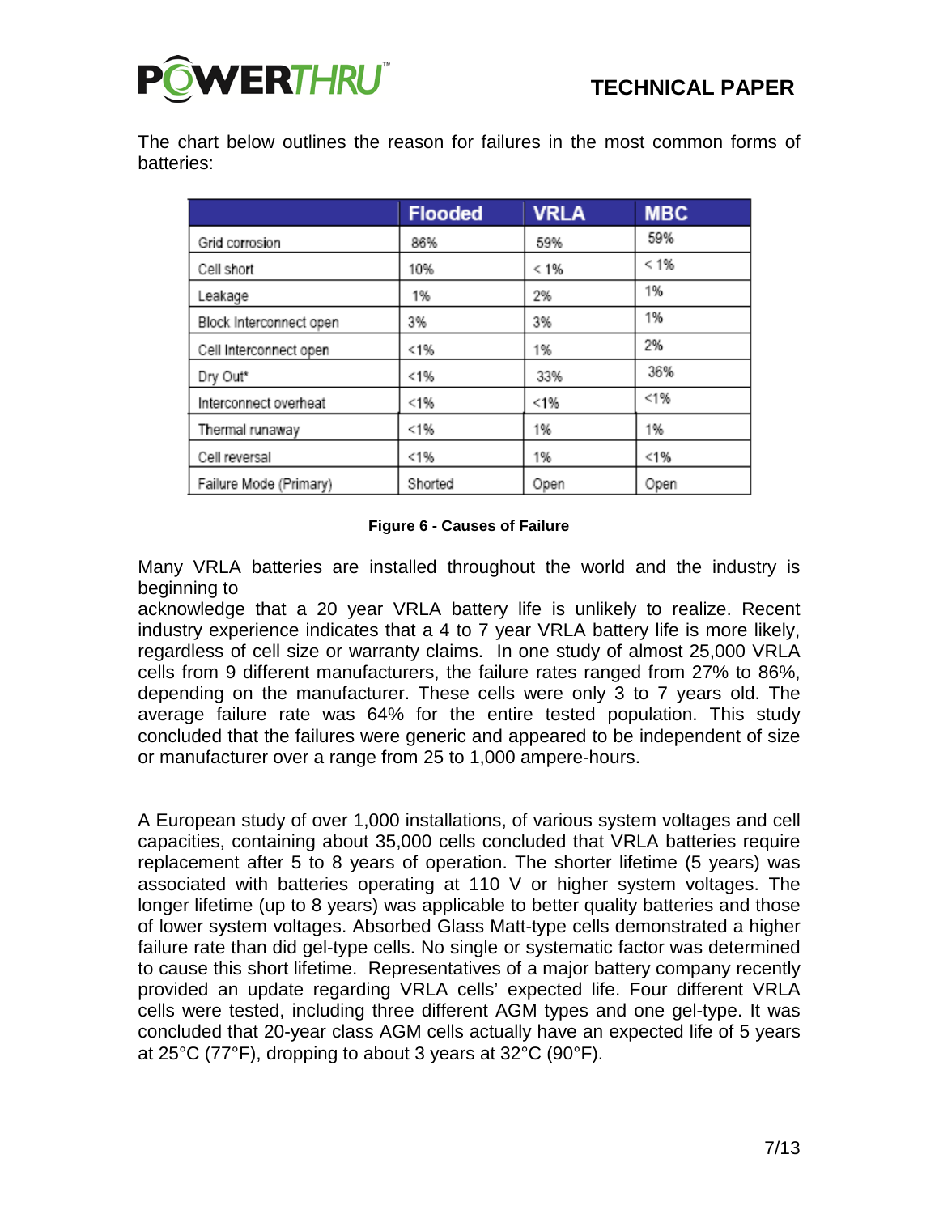The chart below outlines the reason for failures in the most common forms of batteries:

| | Flooded | VRLA | MBC |
|---|---|---|---|
| Grid corrosion | 86% | 59% | 59% |
| Cell short | 10% | < 1% | < 1% |
| Leakage | 1% | 2% | 1% |
| Block Interconnect open | 3% | 3% | 1% |
| Cell Interconnect open | <1% | 1% | 2% |
| Dry Out* | <1% | 33% | 36% |
| Interconnect overheat | <1% | <1% | <1% |
| Thermal runaway | <1% | 1% | 1% |
| Cell reversal | <1% | 1% | <1% |
| Failure Mode (Primary) | Shorted | Open | Open |

**Figure 6 - Causes of Failure**

Many VRLA batteries are installed throughout the world and the industry is beginning to acknowledge that a 20 year VRLA battery life is unlikely to realize. Recent industry experience indicates that a 4 to 7 year VRLA battery life is more likely, regardless of cell size or warranty claims. In one study of almost 25,000 VRLA cells from 9 different manufacturers, the failure rates ranged from 27% to 86%, depending on the manufacturer. These cells were only 3 to 7 years old. The average failure rate was 64% for the entire tested population. This study concluded that the failures were generic and appeared to be independent of size or manufacturer over a range from 25 to 1,000 ampere-hours.

A European study of over 1,000 installations, of various system voltages and cell capacities, containing about 35,000 cells concluded that VRLA batteries require replacement after 5 to 8 years of operation. The shorter lifetime (5 years) was associated with batteries operating at 110 V or higher system voltages. The longer lifetime (up to 8 years) was applicable to better quality batteries and those of lower system voltages. Absorbed Glass Matt-type cells demonstrated a higher failure rate than did gel-type cells. No single or systematic factor was determined to cause this short lifetime. Representatives of a major battery company recently provided an update regarding VRLA cells' expected life. Four different VRLA cells were tested, including three different AGM types and one gel-type. It was concluded that 20-year class AGM cells actually have an expected life of 5 years at 25°C (77°F), dropping to about 3 years at 32°C (90°F).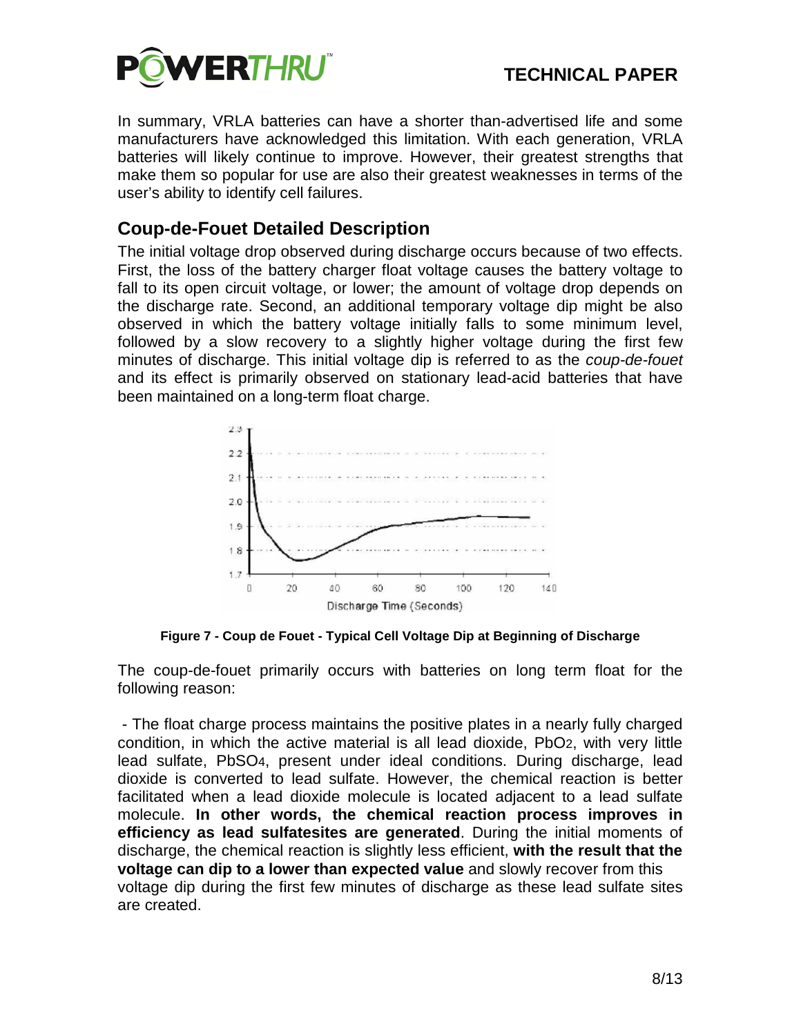In summary, VRLA batteries can have a shorter than-advertised life and some manufacturers have acknowledged this limitation. With each generation, VRLA batteries will likely continue to improve. However, their greatest strengths that make them so popular for use are also their greatest weaknesses in terms of the user's ability to identify cell failures.

## Coup-de-Fouet Detailed Description

The initial voltage drop observed during discharge occurs because of two effects. First, the loss of the battery charger float voltage causes the battery voltage to fall to its open circuit voltage, or lower; the amount of voltage drop depends on the discharge rate. Second, an additional temporary voltage dip might be also observed in which the battery voltage initially falls to some minimum level, followed by a slow recovery to a slightly higher voltage during the first few minutes of discharge. This initial voltage dip is referred to as the *coup-de-fouet* and its effect is primarily observed on stationary lead-acid batteries that have been maintained on a long-term float charge.

**Figure 7 - Coup de Fouet - Typical Cell Voltage Dip at Beginning of Discharge**

The coup-de-fouet primarily occurs with batteries on long term float for the following reason:

- The float charge process maintains the positive plates in a nearly fully charged condition, in which the active material is all lead dioxide, $PbO_2$, with very little lead sulfate, $PbSO_4$, present under ideal conditions. During discharge, lead dioxide is converted to lead sulfate. However, the chemical reaction is better facilitated when a lead dioxide molecule is located adjacent to a lead sulfate molecule. **In other words, the chemical reaction process improves in efficiency as lead sulfatesites are generated**. During the initial moments of discharge, the chemical reaction is slightly less efficient, **with the result that the voltage can dip to a lower than expected value** and slowly recover from this voltage dip during the first few minutes of discharge as these lead sulfate sites are created.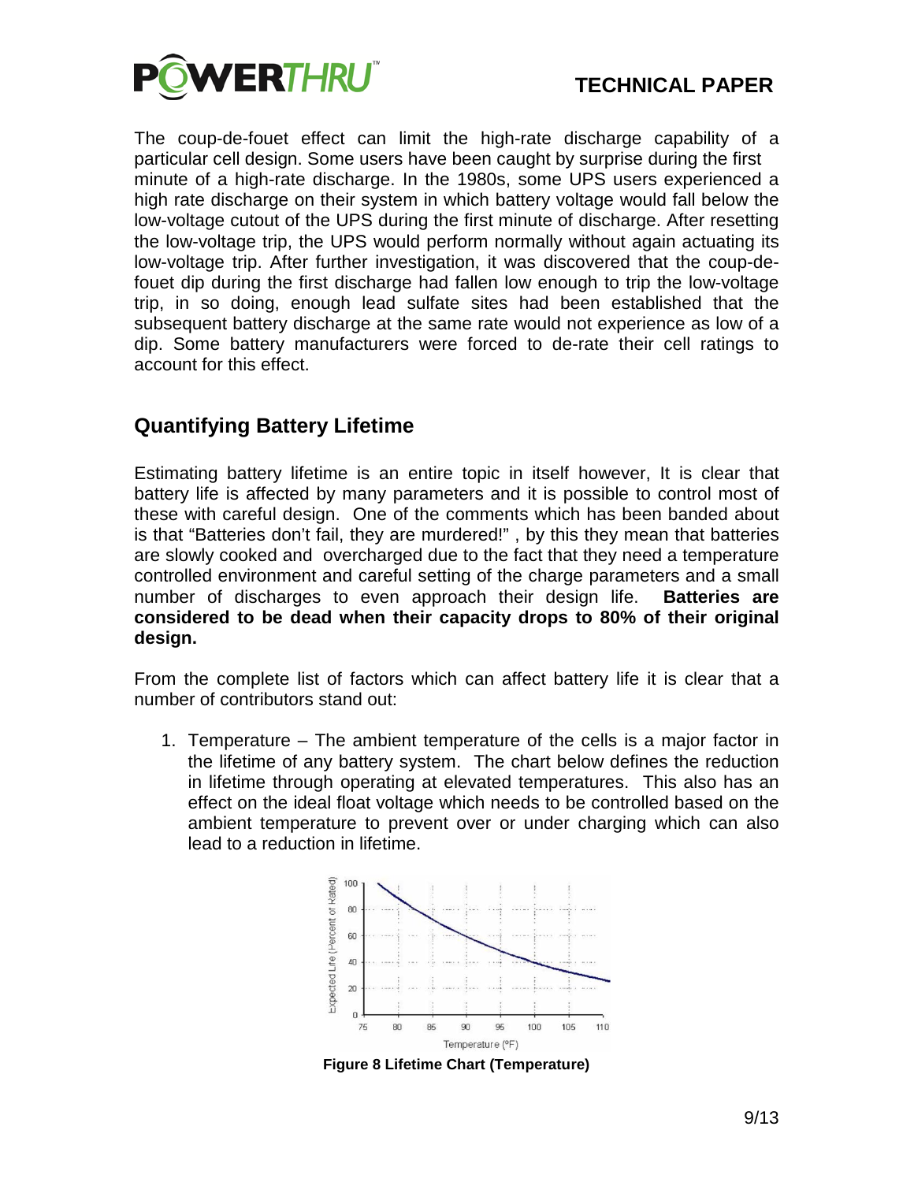The coup-de-fouet effect can limit the high-rate discharge capability of a particular cell design. Some users have been caught by surprise during the first minute of a high-rate discharge. In the 1980s, some UPS users experienced a high rate discharge on their system in which battery voltage would fall below the low-voltage cutout of the UPS during the first minute of discharge. After resetting the low-voltage trip, the UPS would perform normally without again actuating its low-voltage trip. After further investigation, it was discovered that the coup-de-fouet dip during the first discharge had fallen low enough to trip the low-voltage trip, in so doing, enough lead sulfate sites had been established that the subsequent battery discharge at the same rate would not experience as low of a dip. Some battery manufacturers were forced to de-rate their cell ratings to account for this effect.

## Quantifying Battery Lifetime

Estimating battery lifetime is an entire topic in itself however, It is clear that battery life is affected by many parameters and it is possible to control most of these with careful design. One of the comments which has been banded about is that "Batteries don't fail, they are murdered!" , by this they mean that batteries are slowly cooked and overcharged due to the fact that they need a temperature controlled environment and careful setting of the charge parameters and a small number of discharges to even approach their design life. **Batteries are considered to be dead when their capacity drops to 80% of their original design.**

From the complete list of factors which can affect battery life it is clear that a number of contributors stand out:

1. Temperature – The ambient temperature of the cells is a major factor in the lifetime of any battery system. The chart below defines the reduction in lifetime through operating at elevated temperatures. This also has an effect on the ideal float voltage which needs to be controlled based on the ambient temperature to prevent over or under charging which can also lead to a reduction in lifetime.

**Figure 8 Lifetime Chart (Temperature)**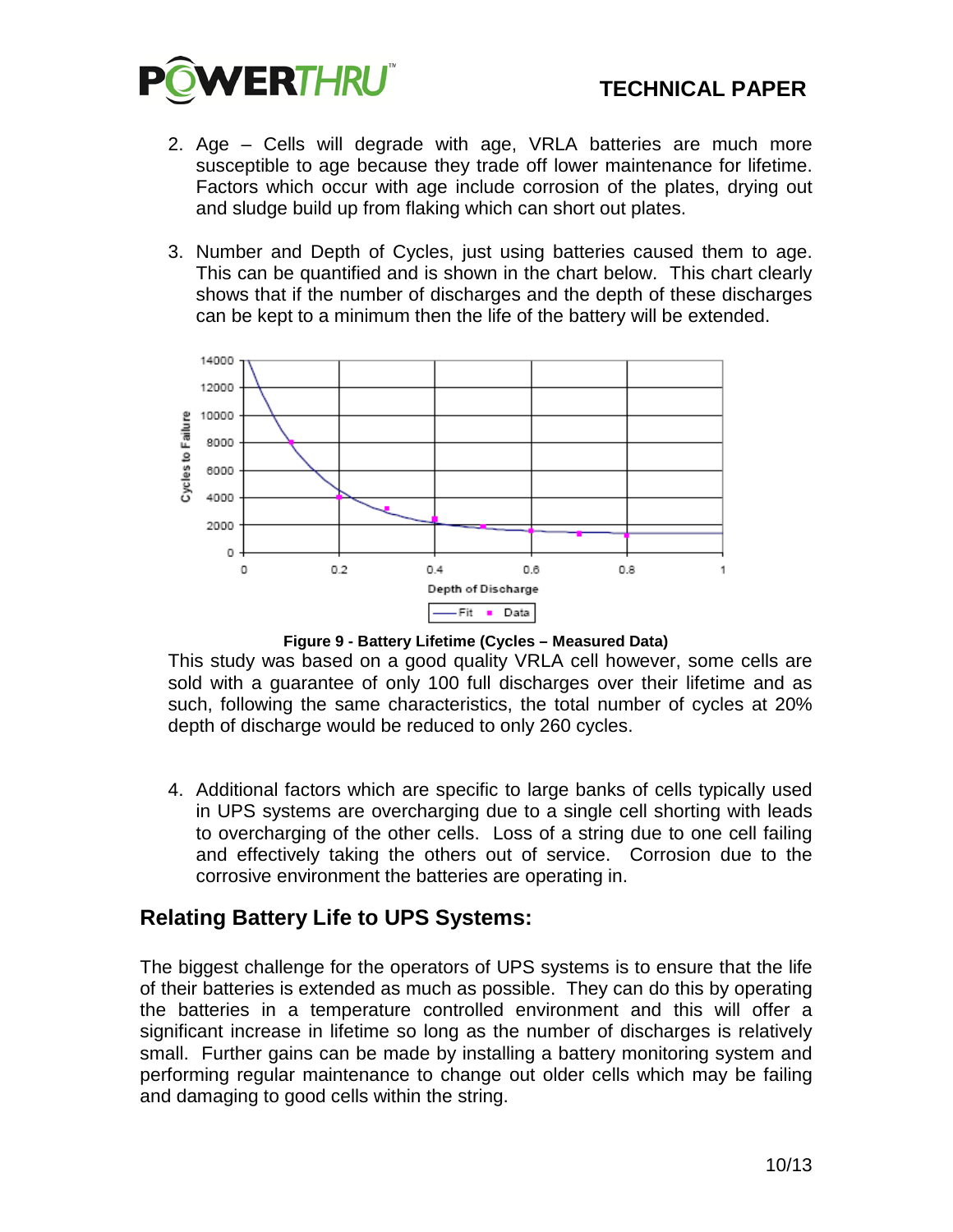2. Age – Cells will degrade with age, VRLA batteries are much more susceptible to age because they trade off lower maintenance for lifetime. Factors which occur with age include corrosion of the plates, drying out and sludge build up from flaking which can short out plates.

3. Number and Depth of Cycles, just using batteries caused them to age. This can be quantified and is shown in the chart below. This chart clearly shows that if the number of discharges and the depth of these discharges can be kept to a minimum then the life of the battery will be extended.

**Figure 9 - Battery Lifetime (Cycles – Measured Data)**

This study was based on a good quality VRLA cell however, some cells are sold with a guarantee of only 100 full discharges over their lifetime and as such, following the same characteristics, the total number of cycles at 20% depth of discharge would be reduced to only 260 cycles.

4. Additional factors which are specific to large banks of cells typically used in UPS systems are overcharging due to a single cell shorting with leads to overcharging of the other cells. Loss of a string due to one cell failing and effectively taking the others out of service. Corrosion due to the corrosive environment the batteries are operating in.

## Relating Battery Life to UPS Systems:

The biggest challenge for the operators of UPS systems is to ensure that the life of their batteries is extended as much as possible. They can do this by operating the batteries in a temperature controlled environment and this will offer a significant increase in lifetime so long as the number of discharges is relatively small. Further gains can be made by installing a battery monitoring system and performing regular maintenance to change out older cells which may be failing and damaging to good cells within the string.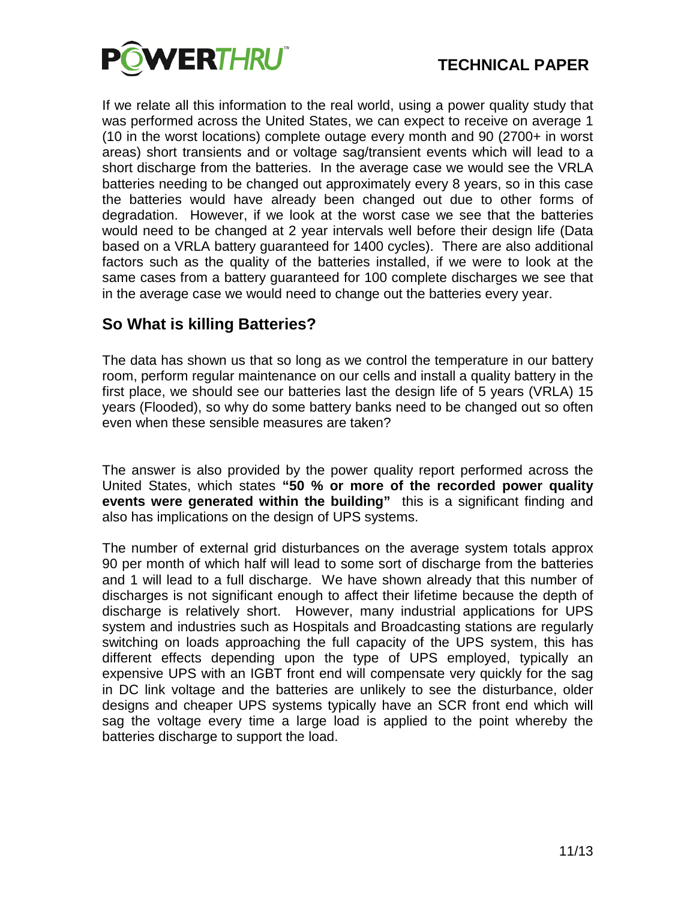If we relate all this information to the real world, using a power quality study that was performed across the United States, we can expect to receive on average 1 (10 in the worst locations) complete outage every month and 90 (2700+ in worst areas) short transients and or voltage sag/transient events which will lead to a short discharge from the batteries. In the average case we would see the VRLA batteries needing to be changed out approximately every 8 years, so in this case the batteries would have already been changed out due to other forms of degradation. However, if we look at the worst case we see that the batteries would need to be changed at 2 year intervals well before their design life (Data based on a VRLA battery guaranteed for 1400 cycles). There are also additional factors such as the quality of the batteries installed, if we were to look at the same cases from a battery guaranteed for 100 complete discharges we see that in the average case we would need to change out the batteries every year.

## So What is killing Batteries?

The data has shown us that so long as we control the temperature in our battery room, perform regular maintenance on our cells and install a quality battery in the first place, we should see our batteries last the design life of 5 years (VRLA) 15 years (Flooded), so why do some battery banks need to be changed out so often even when these sensible measures are taken?

The answer is also provided by the power quality report performed across the United States, which states **"50 % or more of the recorded power quality events were generated within the building"** this is a significant finding and also has implications on the design of UPS systems.

The number of external grid disturbances on the average system totals approx 90 per month of which half will lead to some sort of discharge from the batteries and 1 will lead to a full discharge. We have shown already that this number of discharges is not significant enough to affect their lifetime because the depth of discharge is relatively short. However, many industrial applications for UPS system and industries such as Hospitals and Broadcasting stations are regularly switching on loads approaching the full capacity of the UPS system, this has different effects depending upon the type of UPS employed, typically an expensive UPS with an IGBT front end will compensate very quickly for the sag in DC link voltage and the batteries are unlikely to see the disturbance, older designs and cheaper UPS systems typically have an SCR front end which will sag the voltage every time a large load is applied to the point whereby the batteries discharge to support the load.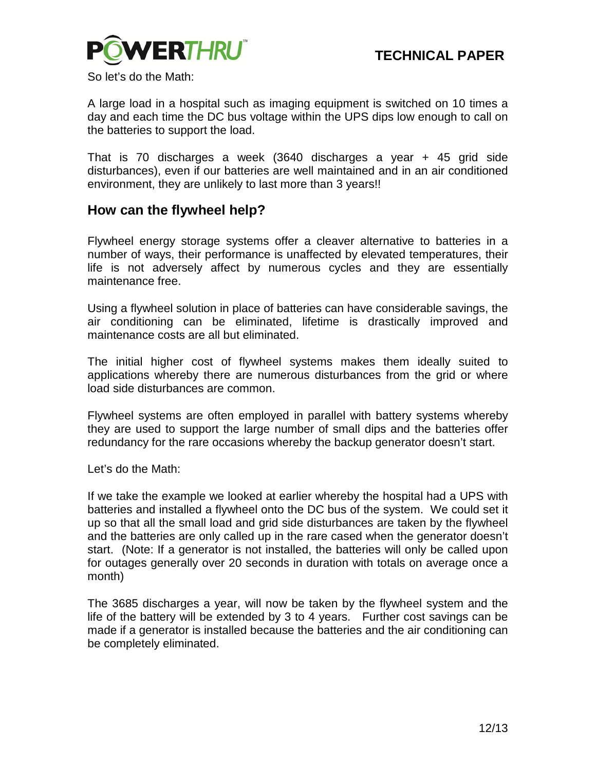So let's do the Math:

A large load in a hospital such as imaging equipment is switched on 10 times a day and each time the DC bus voltage within the UPS dips low enough to call on the batteries to support the load.

That is 70 discharges a week (3640 discharges a year + 45 grid side disturbances), even if our batteries are well maintained and in an air conditioned environment, they are unlikely to last more than 3 years!!

## How can the flywheel help?

Flywheel energy storage systems offer a cleaver alternative to batteries in a number of ways, their performance is unaffected by elevated temperatures, their life is not adversely affect by numerous cycles and they are essentially maintenance free.

Using a flywheel solution in place of batteries can have considerable savings, the air conditioning can be eliminated, lifetime is drastically improved and maintenance costs are all but eliminated.

The initial higher cost of flywheel systems makes them ideally suited to applications whereby there are numerous disturbances from the grid or where load side disturbances are common.

Flywheel systems are often employed in parallel with battery systems whereby they are used to support the large number of small dips and the batteries offer redundancy for the rare occasions whereby the backup generator doesn't start.

Let's do the Math:

If we take the example we looked at earlier whereby the hospital had a UPS with batteries and installed a flywheel onto the DC bus of the system. We could set it up so that all the small load and grid side disturbances are taken by the flywheel and the batteries are only called up in the rare cased when the generator doesn't start. (Note: If a generator is not installed, the batteries will only be called upon for outages generally over 20 seconds in duration with totals on average once a month)

The 3685 discharges a year, will now be taken by the flywheel system and the life of the battery will be extended by 3 to 4 years. Further cost savings can be made if a generator is installed because the batteries and the air conditioning can be completely eliminated.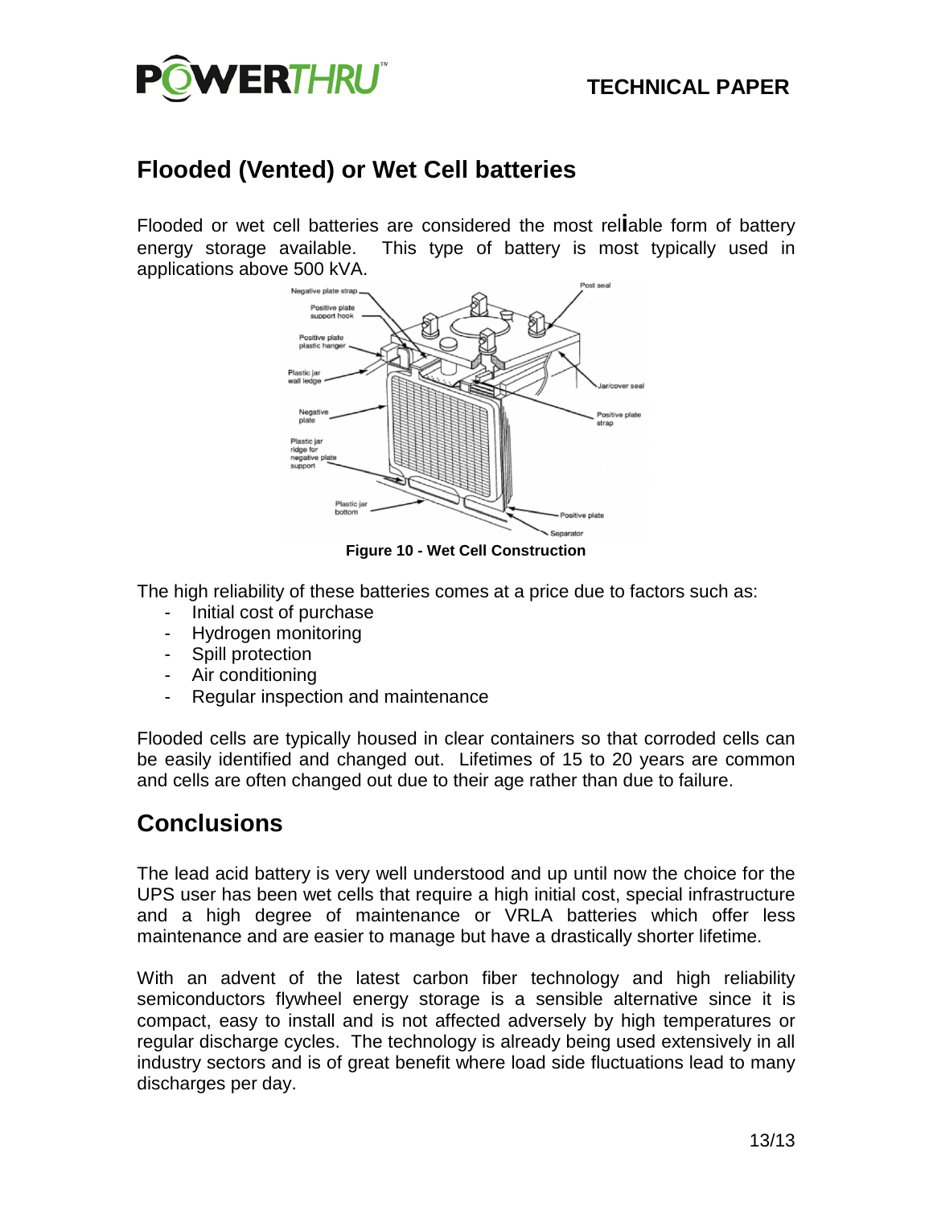## Flooded (Vented) or Wet Cell batteries

Flooded or wet cell batteries are considered the most reliable form of battery energy storage available. This type of battery is most typically used in applications above 500 kVA.

Negative plate strap
Positive plate support hook
Positive plate plastic hanger
Plastic jar wall ledge
Negative plate
Plastic jar ridge for negative plate support
Plastic jar bottom
Post seal
Jar/cover seal
Positive plate strap
Positive plate
Separator

**Figure 10 - Wet Cell Construction**

The high reliability of these batteries comes at a price due to factors such as:

- Initial cost of purchase
- Hydrogen monitoring
- Spill protection
- Air conditioning
- Regular inspection and maintenance

Flooded cells are typically housed in clear containers so that corroded cells can be easily identified and changed out. Lifetimes of 15 to 20 years are common and cells are often changed out due to their age rather than due to failure.

## Conclusions

The lead acid battery is very well understood and up until now the choice for the UPS user has been wet cells that require a high initial cost, special infrastructure and a high degree of maintenance or VRLA batteries which offer less maintenance and are easier to manage but have a drastically shorter lifetime.

With an advent of the latest carbon fiber technology and high reliability semiconductors flywheel energy storage is a sensible alternative since it is compact, easy to install and is not affected adversely by high temperatures or regular discharge cycles. The technology is already being used extensively in all industry sectors and is of great benefit where load side fluctuations lead to many discharges per day.